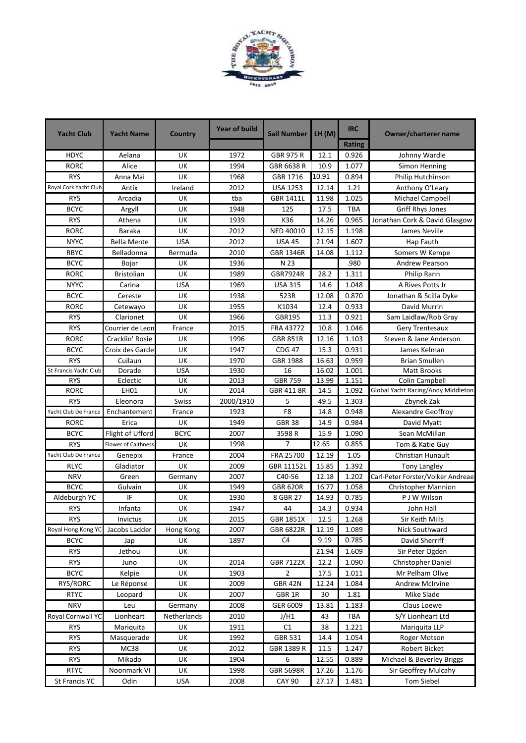| Yacht Club | Yacht Name | Country | Year of build | Sail Number | LH (M) | IRC Rating | Owner/charterer name |
|---|---|---|---|---|---|---|---|
| HDYC | Aelana | UK | 1972 | GBR 975 R | 12.1 | 0.926 | Johnny Wardle |
| RORC | Alice | UK | 1994 | GBR 6638 R | 10.9 | 1.077 | Simon Henning |
| RYS | Anna Mai | UK | 1968 | GBR 1716 | 10.91 | 0.894 | Philip Hutchinson |
| Royal Cork Yacht Club | Antix | Ireland | 2012 | USA 1253 | 12.14 | 1.21 | Anthony O'Leary |
| RYS | Arcadia | UK | tba | GBR 1411L | 11.98 | 1.025 | Michael Campbell |
| BCYC | Argyll | UK | 1948 | 125 | 17.5 | TBA | Griff Rhys Jones |
| RYS | Athena | UK | 1939 | K36 | 14.26 | 0.965 | Jonathan Cork & David Glasgow |
| RORC | Baraka | UK | 2012 | NED 40010 | 12.15 | 1.198 | James Neville |
| NYYC | Bella Mente | USA | 2012 | USA 45 | 21.94 | 1.607 | Hap Fauth |
| RBYC | Belladonna | Bermuda | 2010 | GBR 1346R | 14.08 | 1.112 | Somers W Kempe |
| BCYC | Bojar | UK | 1936 | N 23 | | .980 | Andrew Pearson |
| RORC | Bristolian | UK | 1989 | GBR7924R | 28.2 | 1.311 | Philip Rann |
| NYYC | Carina | USA | 1969 | USA 315 | 14.6 | 1.048 | A Rives Potts Jr |
| BCYC | Cereste | UK | 1938 | 523R | 12.08 | 0.870 | Jonathan & Scilla Dyke |
| RORC | Cetewayo | UK | 1955 | K1034 | 12.4 | 0.933 | David Murrin |
| RYS | Clarionet | UK | 1966 | GBR195 | 11.3 | 0.921 | Sam Laidlaw/Rob Gray |
| RYS | Courrier de Leon | France | 2015 | FRA 43772 | 10.8 | 1.046 | Gery Trentesaux |
| RORC | Cracklin' Rosie | UK | 1996 | GBR 851R | 12.16 | 1.103 | Steven & Jane Anderson |
| BCYC | Croix des Garde | UK | 1947 | CDG 47 | 15.3 | 0.931 | James Kelman |
| RYS | Cuilaun | UK | 1970 | GBR 1988 | 16.63 | 0.959 | Brian Smullen |
| St Francis Yacht Club | Dorade | USA | 1930 | 16 | 16.02 | 1.001 | Matt Brooks |
| RYS | Eclectic | UK | 2013 | GBR 759 | 13.99 | 1.151 | Colin Campbell |
| RORC | EH01 | UK | 2014 | GBR 411 8R | 14.5 | 1.092 | Global Yacht Racing/Andy Middleton |
| RYS | Eleonora | Swiss | 2000/1910 | 5 | 49.5 | 1.303 | Zbynek Zak |
| Yacht Club De France | Enchantement | France | 1923 | F8 | 14.8 | 0.948 | Alexandre Geoffroy |
| RORC | Erica | UK | 1949 | GBR 38 | 14.9 | 0.984 | David Myatt |
| BCYC | Flight of Ufford | BCYC | 2007 | 3598 R | 15.9 | 1.090 | Sean McMillan |
| RYS | Flower of Caithness | UK | 1998 | 7 | 12.65 | 0.855 | Tom & Katie Guy |
| Yacht Club De France | Genepix | France | 2004 | FRA 25700 | 12.19 | 1.05 | Christian Hunault |
| RLYC | Gladiator | UK | 2009 | GBR 11152L | 15.85 | 1.392 | Tony Langley |
| NRV | Green | Germany | 2007 | C40-56 | 12.18 | 1.202 | Carl-Peter Forster/Volker Andreae |
| BCYC | Gulvain | UK | 1949 | GBR 620R | 16.77 | 1.058 | Christopher Mannion |
| Aldeburgh YC | IF | UK | 1930 | 8 GBR 27 | 14.93 | 0.785 | P J W Wilson |
| RYS | Infanta | UK | 1947 | 44 | 14.3 | 0.934 | John Hall |
| RYS | Invictus | UK | 2015 | GBR 1851X | 12.5 | 1.268 | Sir Keith Mills |
| Royal Hong Kong YC | Jacobs Ladder | Hong Kong | 2007 | GBR 6822R | 12.19 | 1.089 | Nick Southward |
| BCYC | Jap | UK | 1897 | C4 | 9.19 | 0.785 | David Sherriff |
| RYS | Jethou | UK | | | 21.94 | 1.609 | Sir Peter Ogden |
| RYS | Juno | UK | 2014 | GBR 7122X | 12.2 | 1.090 | Christopher Daniel |
| BCYC | Kelpie | UK | 1903 | 2 | 17.5 | 1.011 | Mr Pelham Olive |
| RYS/RORC | Le Réponse | UK | 2009 | GBR 42N | 12.24 | 1.084 | Andrew McIrvine |
| RTYC | Leopard | UK | 2007 | GBR 1R | 30 | 1.81 | Mike Slade |
| NRV | Leu | Germany | 2008 | GER 6009 | 13.81 | 1.183 | Claus Loewe |
| Royal Cornwall YC | Lionheart | Netherlands | 2010 | J/H1 | 43 | TBA | S/Y Lionheart Ltd |
| RYS | Mariquita | UK | 1911 | C1 | 38 | 1.221 | Mariquita LLP |
| RYS | Masquerade | UK | 1992 | GBR 531 | 14.4 | 1.054 | Roger Motson |
| RYS | MC38 | UK | 2012 | GBR 1389 R | 11.5 | 1.247 | Robert Bicket |
| RYS | Mikado | UK | 1904 | 6 | 12.55 | 0.889 | Michael & Beverley Briggs |
| RTYC | Noonmark VI | UK | 1998 | GBR 5698R | 17.26 | 1.176 | Sir Geoffrey Mulcahy |
| St Francis YC | Odin | USA | 2008 | CAY 90 | 27.17 | 1.481 | Tom Siebel |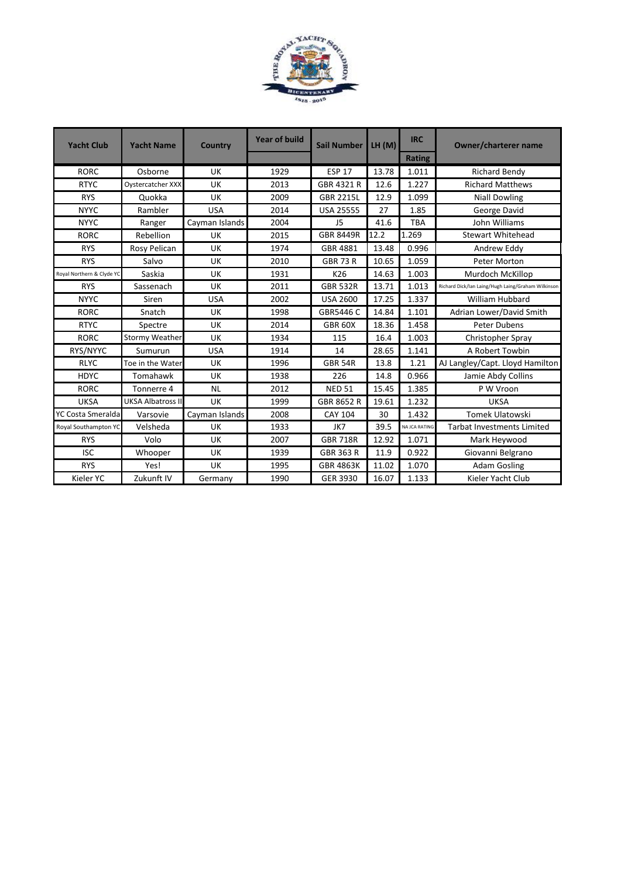| Yacht Club | Yacht Name | Country | Year of build | Sail Number | LH (M) | IRC Rating | Owner/charterer name |
|---|---|---|---|---|---|---|---|
| RORC | Osborne | UK | 1929 | ESP 17 | 13.78 | 1.011 | Richard Bendy |
| RTYC | Oystercatcher XXX | UK | 2013 | GBR 4321 R | 12.6 | 1.227 | Richard Matthews |
| RYS | Quokka | UK | 2009 | GBR 2215L | 12.9 | 1.099 | Niall Dowling |
| NYYC | Rambler | USA | 2014 | USA 25555 | 27 | 1.85 | George David |
| NYYC | Ranger | Cayman Islands | 2004 | J5 | 41.6 | TBA | John Williams |
| RORC | Rebellion | UK | 2015 | GBR 8449R | 12.2 | 1.269 | Stewart Whitehead |
| RYS | Rosy Pelican | UK | 1974 | GBR 4881 | 13.48 | 0.996 | Andrew Eddy |
| RYS | Salvo | UK | 2010 | GBR 73 R | 10.65 | 1.059 | Peter Morton |
| Royal Northern & Clyde YC | Saskia | UK | 1931 | K26 | 14.63 | 1.003 | Murdoch McKillop |
| RYS | Sassenach | UK | 2011 | GBR 532R | 13.71 | 1.013 | Richard Dick/Ian Laing/Hugh Laing/Graham Wilkinson |
| NYYC | Siren | USA | 2002 | USA 2600 | 17.25 | 1.337 | William Hubbard |
| RORC | Snatch | UK | 1998 | GBR5446 C | 14.84 | 1.101 | Adrian Lower/David Smith |
| RTYC | Spectre | UK | 2014 | GBR 60X | 18.36 | 1.458 | Peter Dubens |
| RORC | Stormy Weather | UK | 1934 | 115 | 16.4 | 1.003 | Christopher Spray |
| RYS/NYYC | Sumurun | USA | 1914 | 14 | 28.65 | 1.141 | A Robert Towbin |
| RLYC | Toe in the Water | UK | 1996 | GBR 54R | 13.8 | 1.21 | AJ Langley/Capt. Lloyd Hamilton |
| HDYC | Tomahawk | UK | 1938 | 226 | 14.8 | 0.966 | Jamie Abdy Collins |
| RORC | Tonnerre 4 | NL | 2012 | NED 51 | 15.45 | 1.385 | P W Vroon |
| UKSA | UKSA Albatross II | UK | 1999 | GBR 8652 R | 19.61 | 1.232 | UKSA |
| YC Costa Smeralda | Varsovie | Cayman Islands | 2008 | CAY 104 | 30 | 1.432 | Tomek Ulatowski |
| Royal Southampton YC | Velsheda | UK | 1933 | JK7 | 39.5 | NA JCA RATING | Tarbat Investments Limited |
| RYS | Volo | UK | 2007 | GBR 718R | 12.92 | 1.071 | Mark Heywood |
| ISC | Whooper | UK | 1939 | GBR 363 R | 11.9 | 0.922 | Giovanni Belgrano |
| RYS | Yes! | UK | 1995 | GBR 4863K | 11.02 | 1.070 | Adam Gosling |
| Kieler YC | Zukunft IV | Germany | 1990 | GER 3930 | 16.07 | 1.133 | Kieler Yacht Club |